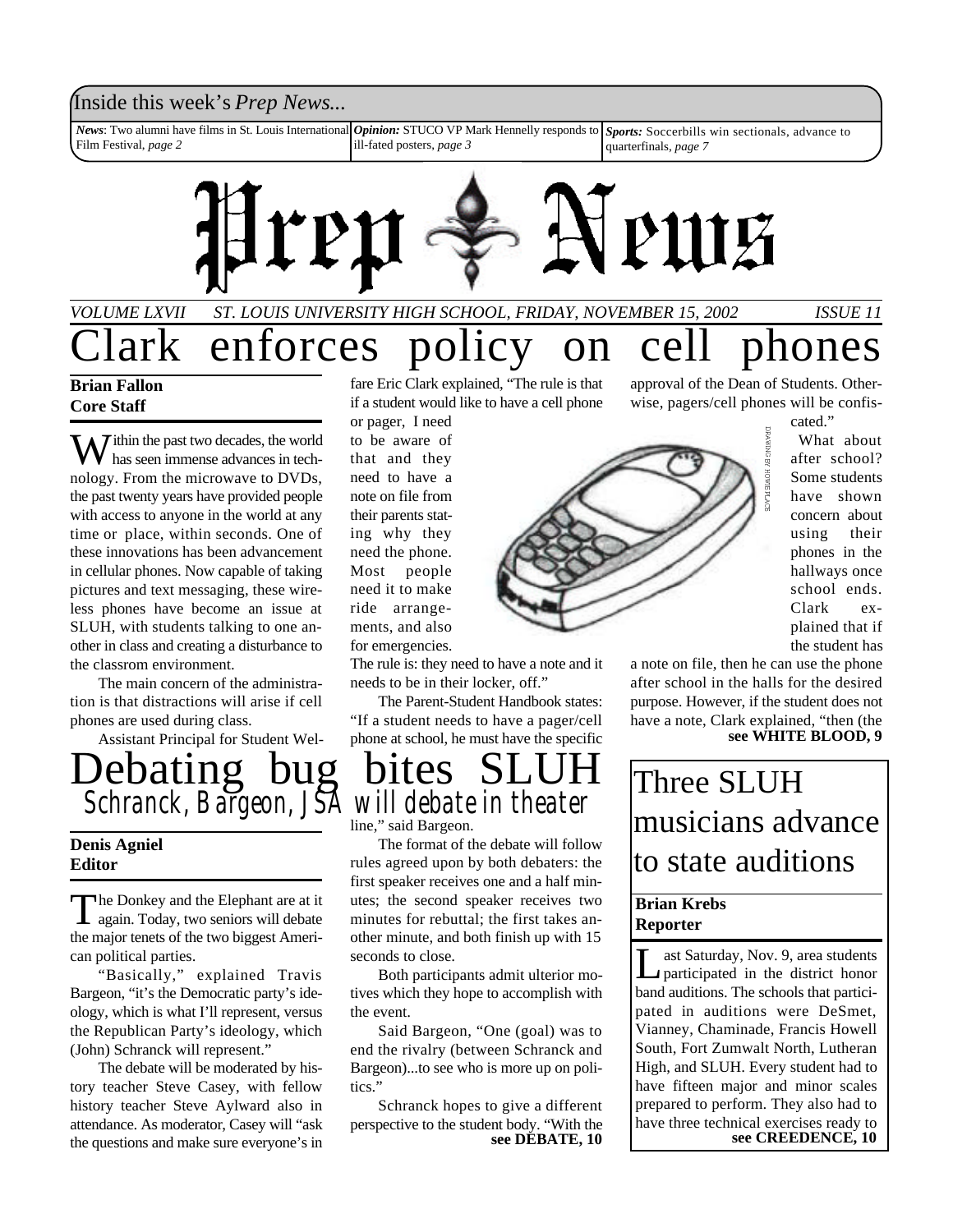Inside this week's *Prep News*...

***News***: Two alumni have films in St. Louis International Film Festival, *page 2*

***Opinion:*** STUCO VP Mark Hennelly responds to ill-fated posters, *page 3*

***Sports:*** Soccerbills win sectionals, advance to quarterfinals, *page 7*

# Prep News

*VOLUME LXVII ST. LOUIS UNIVERSITY HIGH SCHOOL, FRIDAY, NOVEMBER 15, 2002 ISSUE 11*

# Clark enforces policy on cell phones

**Brian Fallon**
**Core Staff**

Within the past two decades, the world has seen immense advances in technology. From the microwave to DVDs, the past twenty years have provided people with access to anyone in the world at any time or place, within seconds. One of these innovations has been advancement in cellular phones. Now capable of taking pictures and text messaging, these wireless phones have become an issue at SLUH, with students talking to one another in class and creating a disturbance to the classrom environment.

The main concern of the administration is that distractions will arise if cell phones are used during class.

Assistant Principal for Student Welfare Eric Clark explained, "The rule is that if a student would like to have a cell phone or pager, I need to be aware of that and they need to have a note on file from their parents stating why they need the phone. Most people need it to make ride arrangements, and also for emergencies. The rule is: they need to have a note and it needs to be in their locker, off."

The Parent-Student Handbook states: "If a student needs to have a pager/cell phone at school, he must have the specific approval of the Dean of Students. Otherwise, pagers/cell phones will be confiscated."

DRAWING BY HOWIE PLACE

What about after school? Some students have shown concern about using their phones in the hallways once school ends. Clark explained that if the student has a note on file, then he can use the phone after school in the halls for the desired purpose. However, if the student does not have a note, Clark explained, "then (the

**see WHITE BLOOD, 9**

# Debating bug bites SLUH

## Schranck, Bargeon, JSA will debate in theater

**Denis Agniel**
**Editor**

The Donkey and the Elephant are at it again. Today, two seniors will debate the major tenets of the two biggest American political parties.

"Basically," explained Travis Bargeon, "it's the Democratic party's ideology, which is what I'll represent, versus the Republican Party's ideology, which (John) Schranck will represent."

The debate will be moderated by history teacher Steve Casey, with fellow history teacher Steve Aylward also in attendance. As moderator, Casey will "ask the questions and make sure everyone's in line," said Bargeon.

The format of the debate will follow rules agreed upon by both debaters: the first speaker receives one and a half minutes; the second speaker receives two minutes for rebuttal; the first takes another minute, and both finish up with 15 seconds to close.

Both participants admit ulterior motives which they hope to accomplish with the event.

Said Bargeon, "One (goal) was to end the rivalry (between Schranck and Bargeon)...to see who is more up on politics."

Schranck hopes to give a different perspective to the student body. "With the

**see DEBATE, 10**

# Three SLUH musicians advance to state auditions

**Brian Krebs**
**Reporter**

Last Saturday, Nov. 9, area students participated in the district honor band auditions. The schools that participated in auditions were DeSmet, Vianney, Chaminade, Francis Howell South, Fort Zumwalt North, Lutheran High, and SLUH. Every student had to have fifteen major and minor scales prepared to perform. They also had to have three technical exercises ready to

**see CREEDENCE, 10**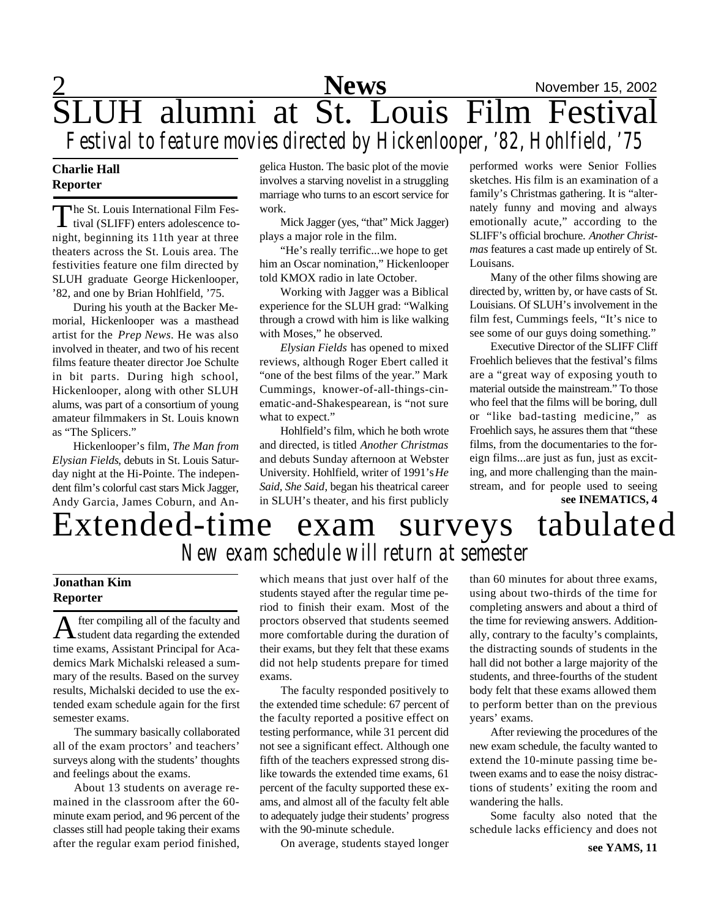# SLUH alumni at St. Louis Film Festival

## Festival to feature movies directed by Hickenlooper, '82, Hohlfield, '75

**Charlie Hall**
**Reporter**

The St. Louis International Film Festival (SLIFF) enters adolescence tonight, beginning its 11th year at three theaters across the St. Louis area. The festivities feature one film directed by SLUH graduate George Hickenlooper, '82, and one by Brian Hohlfield, '75.

During his youth at the Backer Memorial, Hickenlooper was a masthead artist for the *Prep News*. He was also involved in theater, and two of his recent films feature theater director Joe Schulte in bit parts. During high school, Hickenlooper, along with other SLUH alums, was part of a consortium of young amateur filmmakers in St. Louis known as "The Splicers."

Hickenlooper's film, *The Man from Elysian Fields*, debuts in St. Louis Saturday night at the Hi-Pointe. The independent film's colorful cast stars Mick Jagger, Andy Garcia, James Coburn, and Angelica Huston. The basic plot of the movie involves a starving novelist in a struggling marriage who turns to an escort service for work.

Mick Jagger (yes, "that" Mick Jagger) plays a major role in the film.

"He's really terrific...we hope to get him an Oscar nomination," Hickenlooper told KMOX radio in late October.

Working with Jagger was a Biblical experience for the SLUH grad: "Walking through a crowd with him is like walking with Moses," he observed.

*Elysian Fields* has opened to mixed reviews, although Roger Ebert called it "one of the best films of the year." Mark Cummings, knower-of-all-things-cinematic-and-Shakespearean, is "not sure what to expect."

Hohlfield's film, which he both wrote and directed, is titled *Another Christmas* and debuts Sunday afternoon at Webster University. Hohlfield, writer of 1991's *He Said, She Said*, began his theatrical career in SLUH's theater, and his first publicly performed works were Senior Follies sketches. His film is an examination of a family's Christmas gathering. It is "alternately funny and moving and always emotionally acute," according to the SLIFF's official brochure. *Another Christmas* features a cast made up entirely of St. Louisans.

Many of the other films showing are directed by, written by, or have casts of St. Louisians. Of SLUH's involvement in the film fest, Cummings feels, "It's nice to see some of our guys doing something."

Executive Director of the SLIFF Cliff Froehlich believes that the festival's films are a "great way of exposing youth to material outside the mainstream." To those who feel that the films will be boring, dull or "like bad-tasting medicine," as Froehlich says, he assures them that "these films, from the documentaries to the foreign films...are just as fun, just as exciting, and more challenging than the mainstream, and for people used to seeing

**see INEMATICS, 4**

# Extended-time exam surveys tabulated

## New exam schedule will return at semester

**Jonathan Kim**
**Reporter**

After compiling all of the faculty and student data regarding the extended time exams, Assistant Principal for Academics Mark Michalski released a summary of the results. Based on the survey results, Michalski decided to use the extended exam schedule again for the first semester exams.

The summary basically collaborated all of the exam proctors' and teachers' surveys along with the students' thoughts and feelings about the exams.

About 13 students on average remained in the classroom after the 60-minute exam period, and 96 percent of the classes still had people taking their exams after the regular exam period finished, which means that just over half of the students stayed after the regular time period to finish their exam. Most of the proctors observed that students seemed more comfortable during the duration of their exams, but they felt that these exams did not help students prepare for timed exams.

The faculty responded positively to the extended time schedule: 67 percent of the faculty reported a positive effect on testing performance, while 31 percent did not see a significant effect. Although one fifth of the teachers expressed strong dislike towards the extended time exams, 61 percent of the faculty supported these exams, and almost all of the faculty felt able to adequately judge their students' progress with the 90-minute schedule.

On average, students stayed longer than 60 minutes for about three exams, using about two-thirds of the time for completing answers and about a third of the time for reviewing answers. Additionally, contrary to the faculty's complaints, the distracting sounds of students in the hall did not bother a large majority of the students, and three-fourths of the student body felt that these exams allowed them to perform better than on the previous years' exams.

After reviewing the procedures of the new exam schedule, the faculty wanted to extend the 10-minute passing time between exams and to ease the noisy distractions of students' exiting the room and wandering the halls.

Some faculty also noted that the schedule lacks efficiency and does not

**see YAMS, 11**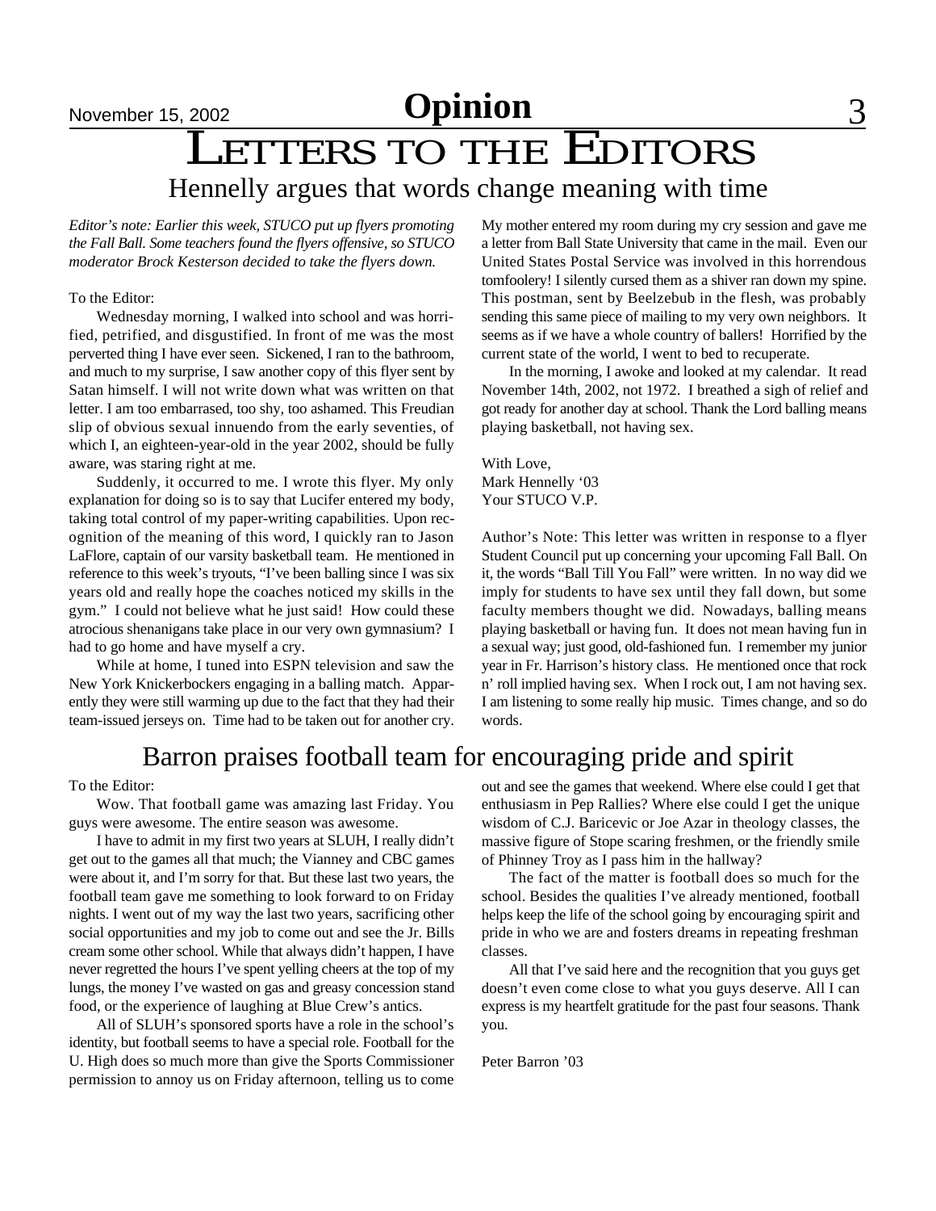# Letters to the Editors

## Hennelly argues that words change meaning with time

*Editor's note: Earlier this week, STUCO put up flyers promoting the Fall Ball. Some teachers found the flyers offensive, so STUCO moderator Brock Kesterson decided to take the flyers down.*

To the Editor:

Wednesday morning, I walked into school and was horrified, petrified, and disgustified. In front of me was the most perverted thing I have ever seen. Sickened, I ran to the bathroom, and much to my surprise, I saw another copy of this flyer sent by Satan himself. I will not write down what was written on that letter. I am too embarrased, too shy, too ashamed. This Freudian slip of obvious sexual innuendo from the early seventies, of which I, an eighteen-year-old in the year 2002, should be fully aware, was staring right at me.

Suddenly, it occurred to me. I wrote this flyer. My only explanation for doing so is to say that Lucifer entered my body, taking total control of my paper-writing capabilities. Upon recognition of the meaning of this word, I quickly ran to Jason LaFlore, captain of our varsity basketball team. He mentioned in reference to this week's tryouts, "I've been balling since I was six years old and really hope the coaches noticed my skills in the gym." I could not believe what he just said! How could these atrocious shenanigans take place in our very own gymnasium? I had to go home and have myself a cry.

While at home, I tuned into ESPN television and saw the New York Knickerbockers engaging in a balling match. Apparently they were still warming up due to the fact that they had their team-issued jerseys on. Time had to be taken out for another cry. My mother entered my room during my cry session and gave me a letter from Ball State University that came in the mail. Even our United States Postal Service was involved in this horrendous tomfoolery! I silently cursed them as a shiver ran down my spine. This postman, sent by Beelzebub in the flesh, was probably sending this same piece of mailing to my very own neighbors. It seems as if we have a whole country of ballers! Horrified by the current state of the world, I went to bed to recuperate.

In the morning, I awoke and looked at my calendar. It read November 14th, 2002, not 1972. I breathed a sigh of relief and got ready for another day at school. Thank the Lord balling means playing basketball, not having sex.

With Love,
Mark Hennelly '03
Your STUCO V.P.

Author's Note: This letter was written in response to a flyer Student Council put up concerning your upcoming Fall Ball. On it, the words "Ball Till You Fall" were written. In no way did we imply for students to have sex until they fall down, but some faculty members thought we did. Nowadays, balling means playing basketball or having fun. It does not mean having fun in a sexual way; just good, old-fashioned fun. I remember my junior year in Fr. Harrison's history class. He mentioned once that rock n' roll implied having sex. When I rock out, I am not having sex. I am listening to some really hip music. Times change, and so do words.

## Barron praises football team for encouraging pride and spirit

To the Editor:

Wow. That football game was amazing last Friday. You guys were awesome. The entire season was awesome.

I have to admit in my first two years at SLUH, I really didn't get out to the games all that much; the Vianney and CBC games were about it, and I'm sorry for that. But these last two years, the football team gave me something to look forward to on Friday nights. I went out of my way the last two years, sacrificing other social opportunities and my job to come out and see the Jr. Bills cream some other school. While that always didn't happen, I have never regretted the hours I've spent yelling cheers at the top of my lungs, the money I've wasted on gas and greasy concession stand food, or the experience of laughing at Blue Crew's antics.

All of SLUH's sponsored sports have a role in the school's identity, but football seems to have a special role. Football for the U. High does so much more than give the Sports Commissioner permission to annoy us on Friday afternoon, telling us to come out and see the games that weekend. Where else could I get that enthusiasm in Pep Rallies? Where else could I get the unique wisdom of C.J. Baricevic or Joe Azar in theology classes, the massive figure of Stope scaring freshmen, or the friendly smile of Phinney Troy as I pass him in the hallway?

The fact of the matter is football does so much for the school. Besides the qualities I've already mentioned, football helps keep the life of the school going by encouraging spirit and pride in who we are and fosters dreams in repeating freshman classes.

All that I've said here and the recognition that you guys get doesn't even come close to what you guys deserve. All I can express is my heartfelt gratitude for the past four seasons. Thank you.

Peter Barron '03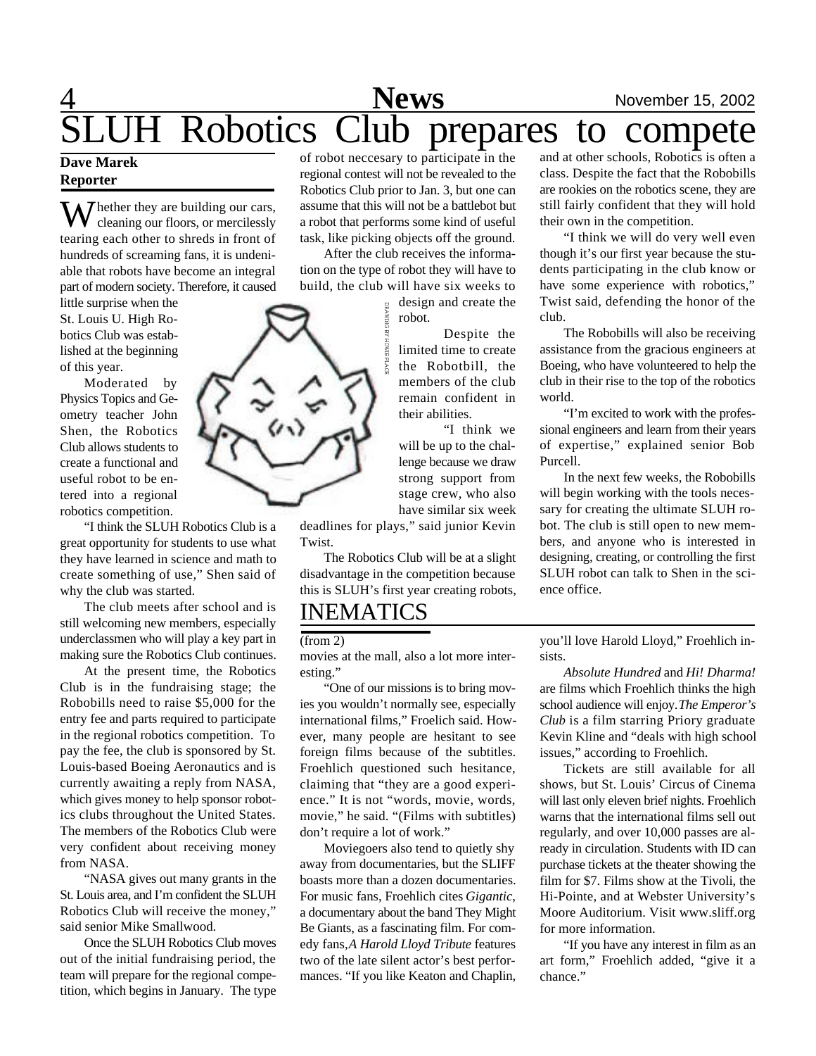# SLUH Robotics Club prepares to compete

**Dave Marek**
**Reporter**

Whether they are building our cars, cleaning our floors, or mercilessly tearing each other to shreds in front of hundreds of screaming fans, it is undeniable that robots have become an integral part of modern society. Therefore, it caused little surprise when the St. Louis U. High Robotics Club was established at the beginning of this year.

Moderated by Physics Topics and Geometry teacher John Shen, the Robotics Club allows students to create a functional and useful robot to be entered into a regional robotics competition.

"I think the SLUH Robotics Club is a great opportunity for students to use what they have learned in science and math to create something of use," Shen said of why the club was started.

The club meets after school and is still welcoming new members, especially underclassmen who will play a key part in making sure the Robotics Club continues.

At the present time, the Robotics Club is in the fundraising stage; the Robobills need to raise $5,000 for the entry fee and parts required to participate in the regional robotics competition. To pay the fee, the club is sponsored by St. Louis-based Boeing Aeronautics and is currently awaiting a reply from NASA, which gives money to help sponsor robotics clubs throughout the United States. The members of the Robotics Club were very confident about receiving money from NASA.

"NASA gives out many grants in the St. Louis area, and I'm confident the SLUH Robotics Club will receive the money," said senior Mike Smallwood.

Once the SLUH Robotics Club moves out of the initial fundraising period, the team will prepare for the regional competition, which begins in January. The type of robot neccesary to participate in the regional contest will not be revealed to the Robotics Club prior to Jan. 3, but one can assume that this will not be a battlebot but a robot that performs some kind of useful task, like picking objects off the ground.

After the club receives the information on the type of robot they will have to build, the club will have six weeks to design and create the robot.

DRAWING BY HOWIE PLACE

Despite the limited time to create the Robotbill, the members of the club remain confident in their abilities.

"I think we will be up to the challenge because we draw strong support from stage crew, who also have similar six week deadlines for plays," said junior Kevin Twist.

The Robotics Club will be at a slight disadvantage in the competition because this is SLUH's first year creating robots, and at other schools, Robotics is often a class. Despite the fact that the Robobills are rookies on the robotics scene, they are still fairly confident that they will hold their own in the competition.

"I think we will do very well even though it's our first year because the students participating in the club know or have some experience with robotics," Twist said, defending the honor of the club.

The Robobills will also be receiving assistance from the gracious engineers at Boeing, who have volunteered to help the club in their rise to the top of the robotics world.

"I'm excited to work with the professional engineers and learn from their years of expertise," explained senior Bob Purcell.

In the next few weeks, the Robobills will begin working with the tools necessary for creating the ultimate SLUH robot. The club is still open to new members, and anyone who is interested in designing, creating, or controlling the first SLUH robot can talk to Shen in the science office.

## INEMATICS

(from 2)

movies at the mall, also a lot more interesting."

"One of our missions is to bring movies you wouldn't normally see, especially international films," Froelich said. However, many people are hesitant to see foreign films because of the subtitles. Froehlich questioned such hesitance, claiming that "they are a good experience." It is not "words, movie, words, movie," he said. "(Films with subtitles) don't require a lot of work."

Moviegoers also tend to quietly shy away from documentaries, but the SLIFF boasts more than a dozen documentaries. For music fans, Froehlich cites *Gigantic*, a documentary about the band They Might Be Giants, as a fascinating film. For comedy fans, *A Harold Lloyd Tribute* features two of the late silent actor's best performances. "If you like Keaton and Chaplin, you'll love Harold Lloyd," Froehlich insists.

*Absolute Hundred* and *Hi! Dharma!* are films which Froehlich thinks the high school audience will enjoy. *The Emperor's Club* is a film starring Priory graduate Kevin Kline and "deals with high school issues," according to Froehlich.

Tickets are still available for all shows, but St. Louis' Circus of Cinema will last only eleven brief nights. Froehlich warns that the international films sell out regularly, and over 10,000 passes are already in circulation. Students with ID can purchase tickets at the theater showing the film for $7. Films show at the Tivoli, the Hi-Pointe, and at Webster University's Moore Auditorium. Visit www.sliff.org for more information.

"If you have any interest in film as an art form," Froehlich added, "give it a chance."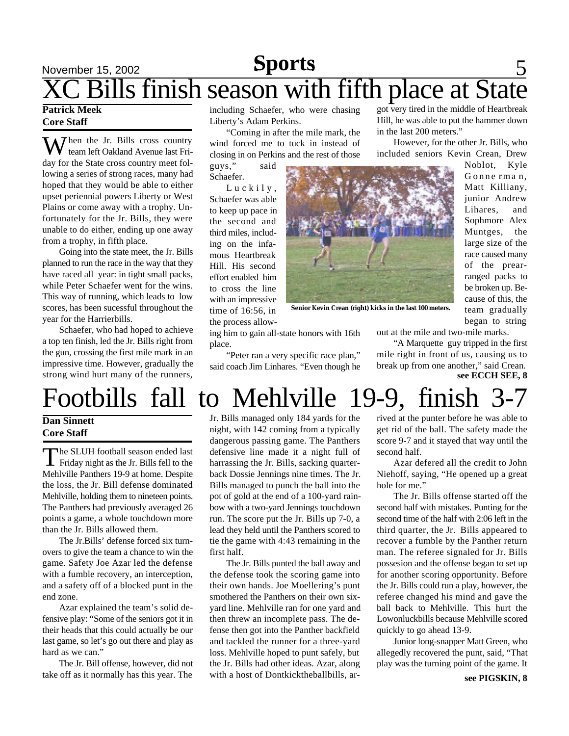# XC Bills finish season with fifth place at State

**Patrick Meek**
**Core Staff**

When the Jr. Bills cross country team left Oakland Avenue last Friday for the State cross country meet following a series of strong races, many had hoped that they would be able to either upset periennial powers Liberty or West Plains or come away with a trophy. Unfortunately for the Jr. Bills, they were unable to do either, ending up one away from a trophy, in fifth place.

Going into the state meet, the Jr. Bills planned to run the race in the way that they have raced all year: in tight small packs, while Peter Schaefer went for the wins. This way of running, which leads to low scores, has been sucessful throughout the year for the Harrierbills.

Schaefer, who had hoped to achieve a top ten finish, led the Jr. Bills right from the gun, crossing the first mile mark in an impressive time. However, gradually the strong wind hurt many of the runners, including Schaefer, who were chasing Liberty's Adam Perkins.

"Coming in after the mile mark, the wind forced me to tuck in instead of closing in on Perkins and the rest of those guys," said Schaefer.

Luckily, Schaefer was able to keep up pace in the second and third miles, including on the infamous Heartbreak Hill. His second effort enabled him to cross the line with an impressive time of 16:56, in the process allowing him to gain all-state honors with 16th place.

"Peter ran a very specific race plan," said coach Jim Linhares. "Even though he got very tired in the middle of Heartbreak Hill, he was able to put the hammer down in the last 200 meters."

Senior Kevin Crean (right) kicks in the last 100 meters.

However, for the other Jr. Bills, who included seniors Kevin Crean, Drew Noblot, Kyle Gonnerman, Matt Killiany, junior Andrew Lihares, and Sophmore Alex Muntges, the large size of the race caused many of the prearranged packs to be broken up. Because of this, the team gradually began to string out at the mile and two-mile marks.

"A Marquette guy tripped in the first mile right in front of us, causing us to break up from one another," said Crean.

**see ECCH SEE, 8**

# Footbills fall to Mehlville 19-9, finish 3-7

**Dan Sinnett**
**Core Staff**

The SLUH football season ended last Friday night as the Jr. Bills fell to the Mehlville Panthers 19-9 at home. Despite the loss, the Jr. Bill defense dominated Mehlville, holding them to nineteen points. The Panthers had previously averaged 26 points a game, a whole touchdown more than the Jr. Bills allowed them.

The Jr.Bills' defense forced six turnovers to give the team a chance to win the game. Safety Joe Azar led the defense with a fumble recovery, an interception, and a safety off of a blocked punt in the end zone.

Azar explained the team's solid defensive play: "Some of the seniors got it in their heads that this could actually be our last game, so let's go out there and play as hard as we can."

The Jr. Bill offense, however, did not take off as it normally has this year. The Jr. Bills managed only 184 yards for the night, with 142 coming from a typically dangerous passing game. The Panthers defensive line made it a night full of harrassing the Jr. Bills, sacking quarterback Dossie Jennings nine times. The Jr. Bills managed to punch the ball into the pot of gold at the end of a 100-yard rainbow with a two-yard Jennings touchdown run. The score put the Jr. Bills up 7-0, a lead they held until the Panthers scored to tie the game with 4:43 remaining in the first half.

The Jr. Bills punted the ball away and the defense took the scoring game into their own hands. Joe Moellering's punt smothered the Panthers on their own six-yard line. Mehlville ran for one yard and then threw an incomplete pass. The defense then got into the Panther backfield and tackled the runner for a three-yard loss. Mehlville hoped to punt safely, but the Jr. Bills had other ideas. Azar, along with a host of Dontkicktheballbills, arrived at the punter before he was able to get rid of the ball. The safety made the score 9-7 and it stayed that way until the second half.

Azar defered all the credit to John Niehoff, saying, "He opened up a great hole for me."

The Jr. Bills offense started off the second half with mistakes. Punting for the second time of the half with 2:06 left in the third quarter, the Jr. Bills appeared to recover a fumble by the Panther return man. The referee signaled for Jr. Bills possesion and the offense began to set up for another scoring opportunity. Before the Jr. Bills could run a play, however, the referee changed his mind and gave the ball back to Mehlville. This hurt the Lowonluckbills because Mehlville scored quickly to go ahead 13-9.

Junior long-snapper Matt Green, who allegedly recovered the punt, said, "That play was the turning point of the game. It

**see PIGSKIN, 8**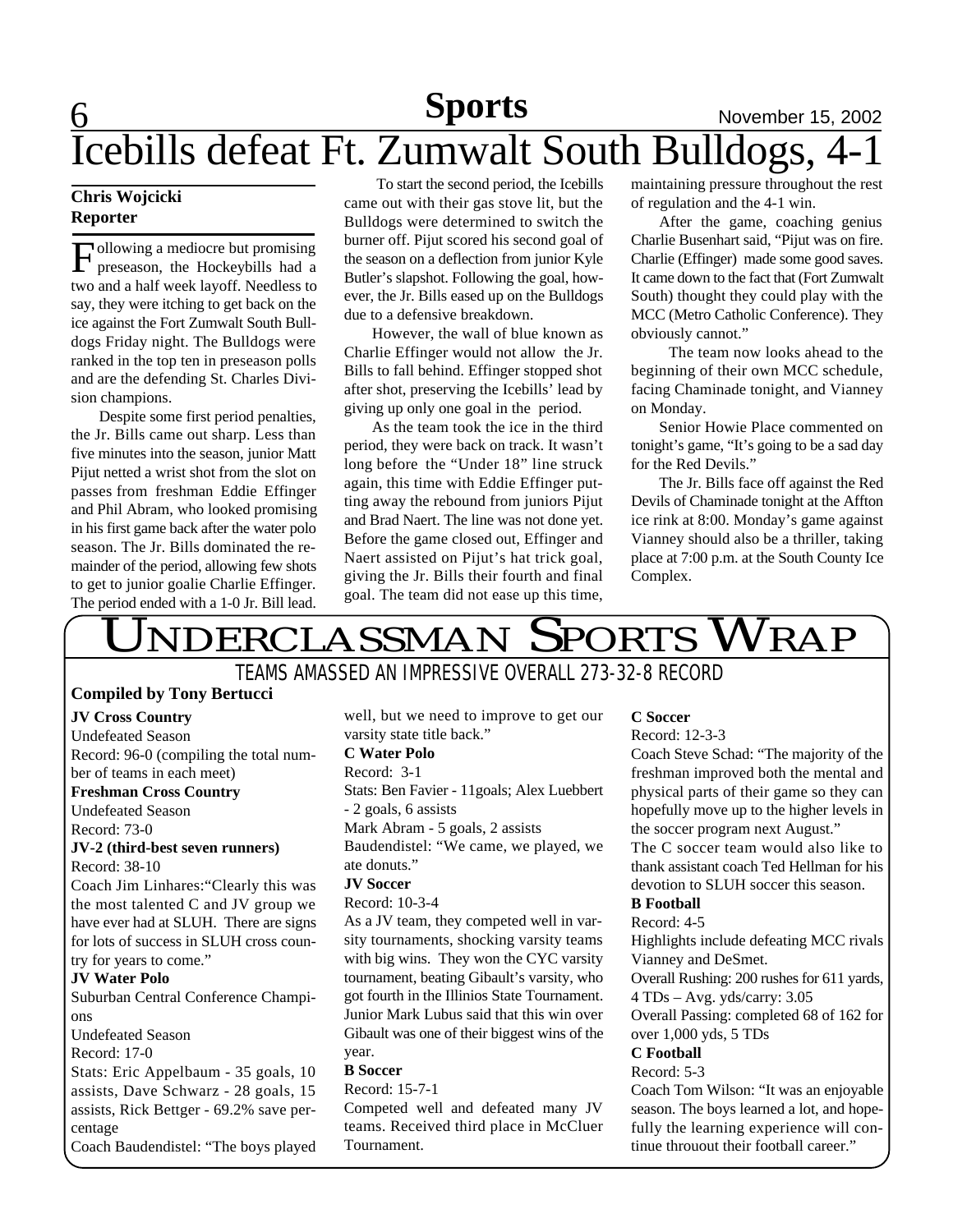# Icebills defeat Ft. Zumwalt South Bulldogs, 4-1

**Chris Wojcicki**
**Reporter**

Following a mediocre but promising preseason, the Hockeybills had a two and a half week layoff. Needless to say, they were itching to get back on the ice against the Fort Zumwalt South Bulldogs Friday night. The Bulldogs were ranked in the top ten in preseason polls and are the defending St. Charles Division champions.

Despite some first period penalties, the Jr. Bills came out sharp. Less than five minutes into the season, junior Matt Pijut netted a wrist shot from the slot on passes from freshman Eddie Effinger and Phil Abram, who looked promising in his first game back after the water polo season. The Jr. Bills dominated the remainder of the period, allowing few shots to get to junior goalie Charlie Effinger. The period ended with a 1-0 Jr. Bill lead.

To start the second period, the Icebills came out with their gas stove lit, but the Bulldogs were determined to switch the burner off. Pijut scored his second goal of the season on a deflection from junior Kyle Butler's slapshot. Following the goal, however, the Jr. Bills eased up on the Bulldogs due to a defensive breakdown.

However, the wall of blue known as Charlie Effinger would not allow the Jr. Bills to fall behind. Effinger stopped shot after shot, preserving the Icebills' lead by giving up only one goal in the period.

As the team took the ice in the third period, they were back on track. It wasn't long before the "Under 18" line struck again, this time with Eddie Effinger putting away the rebound from juniors Pijut and Brad Naert. The line was not done yet. Before the game closed out, Effinger and Naert assisted on Pijut's hat trick goal, giving the Jr. Bills their fourth and final goal. The team did not ease up this time, maintaining pressure throughout the rest of regulation and the 4-1 win.

After the game, coaching genius Charlie Busenhart said, "Pijut was on fire. Charlie (Effinger) made some good saves. It came down to the fact that (Fort Zumwalt South) thought they could play with the MCC (Metro Catholic Conference). They obviously cannot."

The team now looks ahead to the beginning of their own MCC schedule, facing Chaminade tonight, and Vianney on Monday.

Senior Howie Place commented on tonight's game, "It's going to be a sad day for the Red Devils."

The Jr. Bills face off against the Red Devils of Chaminade tonight at the Affton ice rink at 8:00. Monday's game against Vianney should also be a thriller, taking place at 7:00 p.m. at the South County Ice Complex.

# Underclassman Sports Wrap

## Teams amassed an impressive overall 273-32-8 record

**Compiled by Tony Bertucci**

**JV Cross Country**
Undefeated Season
Record: 96-0 (compiling the total number of teams in each meet)

**Freshman Cross Country**
Undefeated Season
Record: 73-0

**JV-2 (third-best seven runners)**
Record: 38-10
Coach Jim Linhares:"Clearly this was the most talented C and JV group we have ever had at SLUH. There are signs for lots of success in SLUH cross country for years to come."

**JV Water Polo**
Suburban Central Conference Champions
Undefeated Season
Record: 17-0
Stats: Eric Appelbaum - 35 goals, 10 assists, Dave Schwarz - 28 goals, 15 assists, Rick Bettger - 69.2% save percentage
Coach Baudendistel: "The boys played well, but we need to improve to get our varsity state title back."

**C Water Polo**
Record: 3-1
Stats: Ben Favier - 11goals; Alex Luebbert - 2 goals, 6 assists
Mark Abram - 5 goals, 2 assists
Baudendistel: "We came, we played, we ate donuts."

**JV Soccer**
Record: 10-3-4
As a JV team, they competed well in varsity tournaments, shocking varsity teams with big wins. They won the CYC varsity tournament, beating Gibault's varsity, who got fourth in the Illinios State Tournament. Junior Mark Lubus said that this win over Gibault was one of their biggest wins of the year.

**B Soccer**
Record: 15-7-1
Competed well and defeated many JV teams. Received third place in McCluer Tournament.

**C Soccer**
Record: 12-3-3
Coach Steve Schad: "The majority of the freshman improved both the mental and physical parts of their game so they can hopefully move up to the higher levels in the soccer program next August."
The C soccer team would also like to thank assistant coach Ted Hellman for his devotion to SLUH soccer this season.

**B Football**
Record: 4-5
Highlights include defeating MCC rivals Vianney and DeSmet.
Overall Rushing: 200 rushes for 611 yards, 4 TDs – Avg. yds/carry: 3.05
Overall Passing: completed 68 of 162 for over 1,000 yds, 5 TDs

**C Football**
Record: 5-3
Coach Tom Wilson: "It was an enjoyable season. The boys learned a lot, and hopefully the learning experience will continue throuout their football career."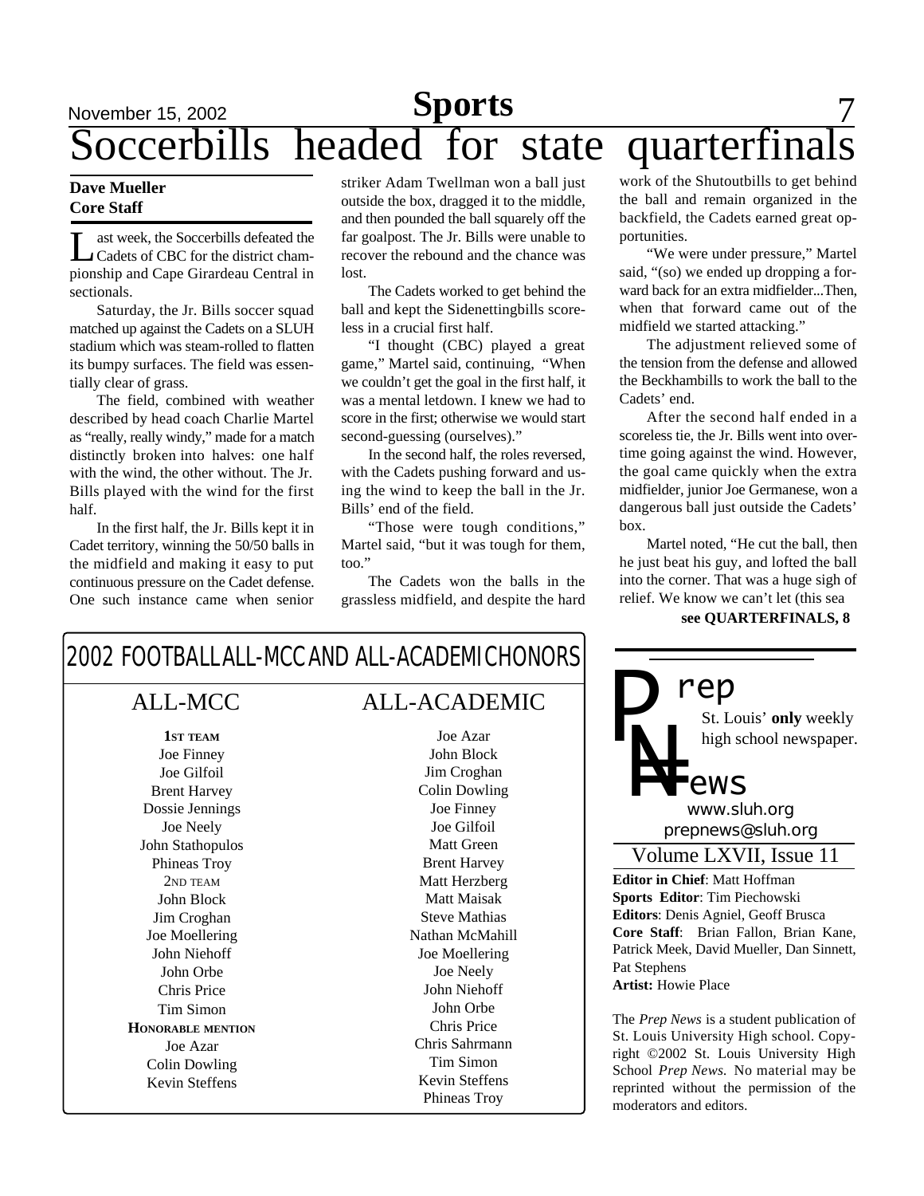## Sports

# Soccerbills headed for state quarterfinals

**Dave Mueller**
**Core Staff**

Last week, the Soccerbills defeated the Cadets of CBC for the district championship and Cape Girardeau Central in sectionals.

Saturday, the Jr. Bills soccer squad matched up against the Cadets on a SLUH stadium which was steam-rolled to flatten its bumpy surfaces. The field was essentially clear of grass.

The field, combined with weather described by head coach Charlie Martel as "really, really windy," made for a match distinctly broken into halves: one half with the wind, the other without. The Jr. Bills played with the wind for the first half.

In the first half, the Jr. Bills kept it in Cadet territory, winning the 50/50 balls in the midfield and making it easy to put continuous pressure on the Cadet defense. One such instance came when senior striker Adam Twellman won a ball just outside the box, dragged it to the middle, and then pounded the ball squarely off the far goalpost. The Jr. Bills were unable to recover the rebound and the chance was lost.

The Cadets worked to get behind the ball and kept the Sidenettingbills scoreless in a crucial first half.

"I thought (CBC) played a great game," Martel said, continuing, "When we couldn't get the goal in the first half, it was a mental letdown. I knew we had to score in the first; otherwise we would start second-guessing (ourselves)."

In the second half, the roles reversed, with the Cadets pushing forward and using the wind to keep the ball in the Jr. Bills' end of the field.

"Those were tough conditions," Martel said, "but it was tough for them, too."

The Cadets won the balls in the grassless midfield, and despite the hard work of the Shutoutbills to get behind the ball and remain organized in the backfield, the Cadets earned great opportunities.

"We were under pressure," Martel said, "(so) we ended up dropping a forward back for an extra midfielder...Then, when that forward came out of the midfield we started attacking."

The adjustment relieved some of the tension from the defense and allowed the Beckhambills to work the ball to the Cadets' end.

After the second half ended in a scoreless tie, the Jr. Bills went into overtime going against the wind. However, the goal came quickly when the extra midfielder, junior Joe Germanese, won a dangerous ball just outside the Cadets' box.

Martel noted, "He cut the ball, then he just beat his guy, and lofted the ball into the corner. That was a huge sigh of relief. We know we can't let (this sea

**see QUARTERFINALS, 8**

## 2002 FOOTBALL ALL-MCC AND ALL-ACADEMIC HONORS

### ALL-MCC

**1ST TEAM**
Joe Finney
Joe Gilfoil
Brent Harvey
Dossie Jennings
Joe Neely
John Stathopulos
Phineas Troy

2ND TEAM
John Block
Jim Croghan
Joe Moellering
John Niehoff
John Orbe
Chris Price
Tim Simon

**HONORABLE MENTION**
Joe Azar
Colin Dowling
Kevin Steffens

### ALL-ACADEMIC

Joe Azar
John Block
Jim Croghan
Colin Dowling
Joe Finney
Joe Gilfoil
Matt Green
Brent Harvey
Matt Herzberg
Matt Maisak
Steve Mathias
Nathan McMahill
Joe Moellering
Joe Neely
John Niehoff
John Orbe
Chris Price
Chris Sahrmann
Tim Simon
Kevin Steffens
Phineas Troy

---

**Prep News**
St. Louis' **only** weekly high school newspaper.
www.sluh.org
prepnews@sluh.org

Volume LXVII, Issue 11

**Editor in Chief**: Matt Hoffman
**Sports Editor**: Tim Piechowski
**Editors**: Denis Agniel, Geoff Brusca
**Core Staff**: Brian Fallon, Brian Kane, Patrick Meek, David Mueller, Dan Sinnett, Pat Stephens
**Artist:** Howie Place

The *Prep News* is a student publication of St. Louis University High school. Copyright ©2002 St. Louis University High School *Prep News.* No material may be reprinted without the permission of the moderators and editors.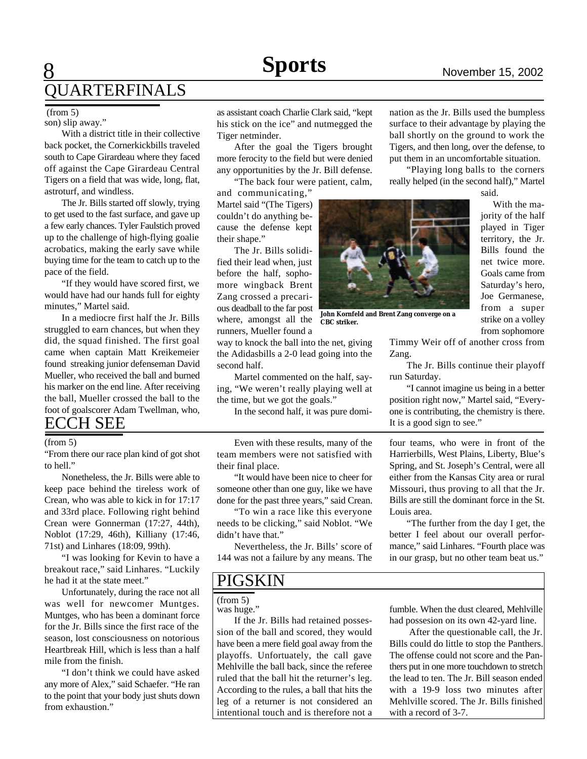## QUARTERFINALS

(from 5)

son) slip away."

With a district title in their collective back pocket, the Cornerkickbills traveled south to Cape Girardeau where they faced off against the Cape Girardeau Central Tigers on a field that was wide, long, flat, astroturf, and windless.

The Jr. Bills started off slowly, trying to get used to the fast surface, and gave up a few early chances. Tyler Faulstich proved up to the challenge of high-flying goalie acrobatics, making the early save while buying time for the team to catch up to the pace of the field.

"If they would have scored first, we would have had our hands full for eighty minutes," Martel said.

In a mediocre first half the Jr. Bills struggled to earn chances, but when they did, the squad finished. The first goal came when captain Matt Kreikemeier found streaking junior defenseman David Mueller, who received the ball and burned his marker on the end line. After receiving the ball, Mueller crossed the ball to the foot of goalscorer Adam Twellman, who, as assistant coach Charlie Clark said, "kept his stick on the ice" and nutmegged the Tiger netminder.

After the goal the Tigers brought more ferocity to the field but were denied any opportunities by the Jr. Bill defense.

"The back four were patient, calm, and communicating," Martel said "(The Tigers) couldn't do anything because the defense kept their shape."

The Jr. Bills solidified their lead when, just before the half, sophomore wingback Brent Zang crossed a precarious deadball to the far post where, amongst all the runners, Mueller found a way to knock the ball into the net, giving the Adidasbills a 2-0 lead going into the second half.

John Kornfeld and Brent Zang converge on a CBC striker.

Martel commented on the half, saying, "We weren't really playing well at the time, but we got the goals."

In the second half, it was pure domination as the Jr. Bills used the bumpless surface to their advantage by playing the ball shortly on the ground to work the Tigers, and then long, over the defense, to put them in an uncomfortable situation.

"Playing long balls to the corners really helped (in the second half)," Martel said.

With the majority of the half played in Tiger territory, the Jr. Bills found the net twice more. Goals came from Saturday's hero, Joe Germanese, from a super strike on a volley from sophomore Timmy Weir off of another cross from Zang.

The Jr. Bills continue their playoff run Saturday.

"I cannot imagine us being in a better position right now," Martel said, "Everyone is contributing, the chemistry is there. It is a good sign to see."

## ECCH SEE

(from 5)

"From there our race plan kind of got shot to hell."

Nonetheless, the Jr. Bills were able to keep pace behind the tireless work of Crean, who was able to kick in for 17:17 and 33rd place. Following right behind Crean were Gonnerman (17:27, 44th), Noblot (17:29, 46th), Killiany (17:46, 71st) and Linhares (18:09, 99th).

"I was looking for Kevin to have a breakout race," said Linhares. "Luckily he had it at the state meet."

Unfortunately, during the race not all was well for newcomer Muntges. Muntges, who has been a dominant force for the Jr. Bills since the first race of the season, lost consciousness on notorious Heartbreak Hill, which is less than a half mile from the finish.

"I don't think we could have asked any more of Alex," said Schaefer. "He ran to the point that your body just shuts down from exhaustion."

Even with these results, many of the team members were not satisfied with their final place.

"It would have been nice to cheer for someone other than one guy, like we have done for the past three years," said Crean.

"To win a race like this everyone needs to be clicking," said Noblot. "We didn't have that."

Nevertheless, the Jr. Bills' score of 144 was not a failure by any means. The four teams, who were in front of the Harrierbills, West Plains, Liberty, Blue's Spring, and St. Joseph's Central, were all either from the Kansas City area or rural Missouri, thus proving to all that the Jr. Bills are still the dominant force in the St. Louis area.

"The further from the day I get, the better I feel about our overall performance," said Linhares. "Fourth place was in our grasp, but no other team beat us."

## PIGSKIN

(from 5)

was huge."

If the Jr. Bills had retained possession of the ball and scored, they would have been a mere field goal away from the playoffs. Unfortuately, the call gave Mehlville the ball back, since the referee ruled that the ball hit the returner's leg. According to the rules, a ball that hits the leg of a returner is not considered an intentional touch and is therefore not a fumble. When the dust cleared, Mehlville had possesion on its own 42-yard line.

After the questionable call, the Jr. Bills could do little to stop the Panthers. The offense could not score and the Panthers put in one more touchdown to stretch the lead to ten. The Jr. Bill season ended with a 19-9 loss two minutes after Mehlville scored. The Jr. Bills finished with a record of 3-7.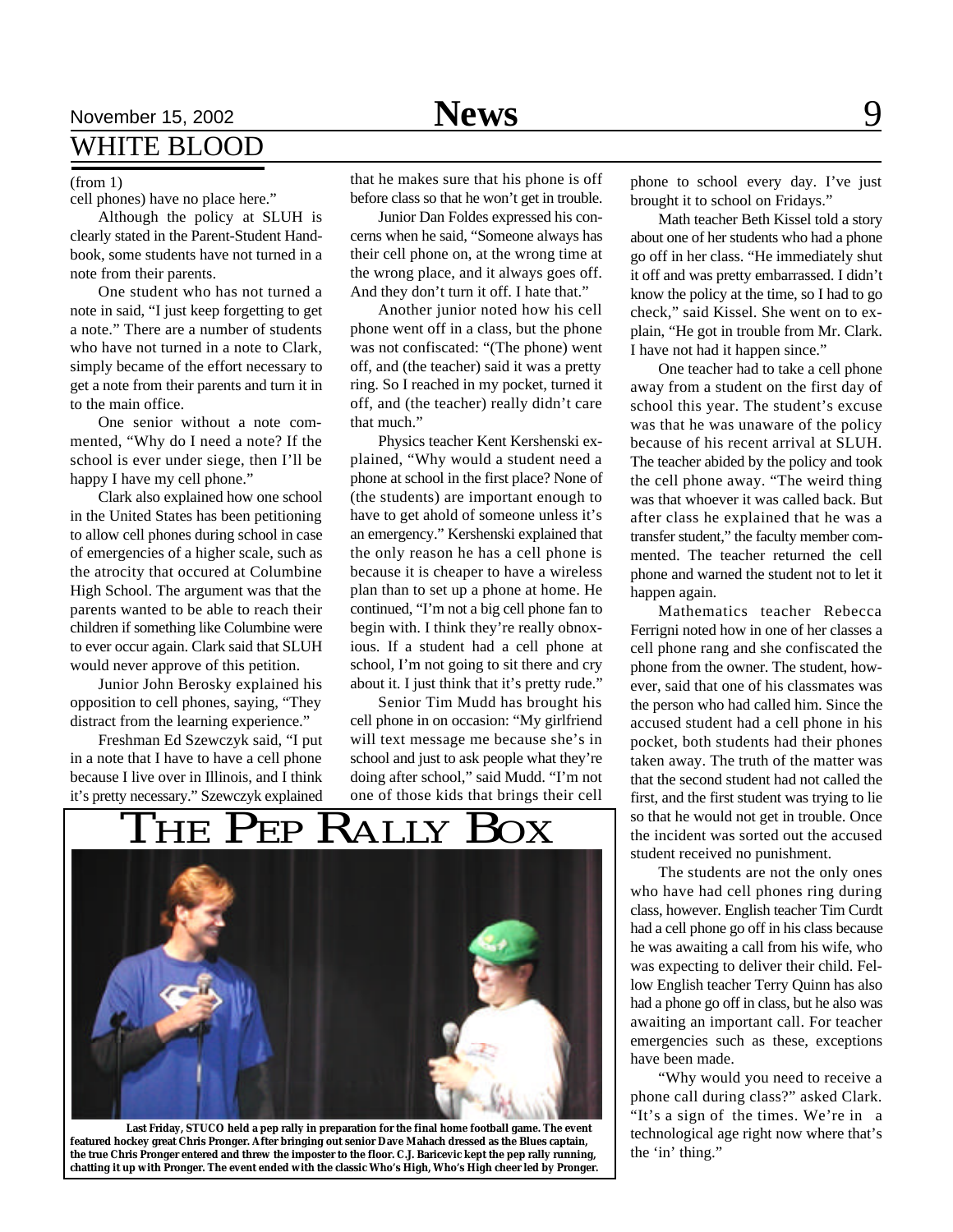# WHITE BLOOD

(from 1)

cell phones) have no place here."

Although the policy at SLUH is clearly stated in the Parent-Student Handbook, some students have not turned in a note from their parents.

One student who has not turned a note in said, "I just keep forgetting to get a note." There are a number of students who have not turned in a note to Clark, simply became of the effort necessary to get a note from their parents and turn it in to the main office.

One senior without a note commented, "Why do I need a note? If the school is ever under siege, then I'll be happy I have my cell phone."

Clark also explained how one school in the United States has been petitioning to allow cell phones during school in case of emergencies of a higher scale, such as the atrocity that occured at Columbine High School. The argument was that the parents wanted to be able to reach their children if something like Columbine were to ever occur again. Clark said that SLUH would never approve of this petition.

Junior John Berosky explained his opposition to cell phones, saying, "They distract from the learning experience."

Freshman Ed Szewczyk said, "I put in a note that I have to have a cell phone because I live over in Illinois, and I think it's pretty necessary." Szewczyk explained that he makes sure that his phone is off before class so that he won't get in trouble.

Junior Dan Foldes expressed his concerns when he said, "Someone always has their cell phone on, at the wrong time at the wrong place, and it always goes off. And they don't turn it off. I hate that."

Another junior noted how his cell phone went off in a class, but the phone was not confiscated: "(The phone) went off, and (the teacher) said it was a pretty ring. So I reached in my pocket, turned it off, and (the teacher) really didn't care that much."

Physics teacher Kent Kershenski explained, "Why would a student need a phone at school in the first place? None of (the students) are important enough to have to get ahold of someone unless it's an emergency." Kershenski explained that the only reason he has a cell phone is because it is cheaper to have a wireless plan than to set up a phone at home. He continued, "I'm not a big cell phone fan to begin with. I think they're really obnoxious. If a student had a cell phone at school, I'm not going to sit there and cry about it. I just think that it's pretty rude."

Senior Tim Mudd has brought his cell phone in on occasion: "My girlfriend will text message me because she's in school and just to ask people what they're doing after school," said Mudd. "I'm not one of those kids that brings their cell phone to school every day. I've just brought it to school on Fridays."

Math teacher Beth Kissel told a story about one of her students who had a phone go off in her class. "He immediately shut it off and was pretty embarrassed. I didn't know the policy at the time, so I had to go check," said Kissel. She went on to explain, "He got in trouble from Mr. Clark. I have not had it happen since."

One teacher had to take a cell phone away from a student on the first day of school this year. The student's excuse was that he was unaware of the policy because of his recent arrival at SLUH. The teacher abided by the policy and took the cell phone away. "The weird thing was that whoever it was called back. But after class he explained that he was a transfer student," the faculty member commented. The teacher returned the cell phone and warned the student not to let it happen again.

Mathematics teacher Rebecca Ferrigni noted how in one of her classes a cell phone rang and she confiscated the phone from the owner. The student, however, said that one of his classmates was the person who had called him. Since the accused student had a cell phone in his pocket, both students had their phones taken away. The truth of the matter was that the second student had not called the first, and the first student was trying to lie so that he would not get in trouble. Once the incident was sorted out the accused student received no punishment.

The students are not the only ones who have had cell phones ring during class, however. English teacher Tim Curdt had a cell phone go off in his class because he was awaiting a call from his wife, who was expecting to deliver their child. Fellow English teacher Terry Quinn has also had a phone go off in class, but he also was awaiting an important call. For teacher emergencies such as these, exceptions have been made.

"Why would you need to receive a phone call during class?" asked Clark. "It's a sign of the times. We're in a technological age right now where that's the 'in' thing."

## THE PEP RALLY BOX

**Last Friday, STUCO held a pep rally in preparation for the final home football game. The event featured hockey great Chris Pronger. After bringing out senior Dave Mahach dressed as the Blues captain, the true Chris Pronger entered and threw the imposter to the floor. C.J. Baricevic kept the pep rally running, chatting it up with Pronger. The event ended with the classic Who's High, Who's High cheer led by Pronger.**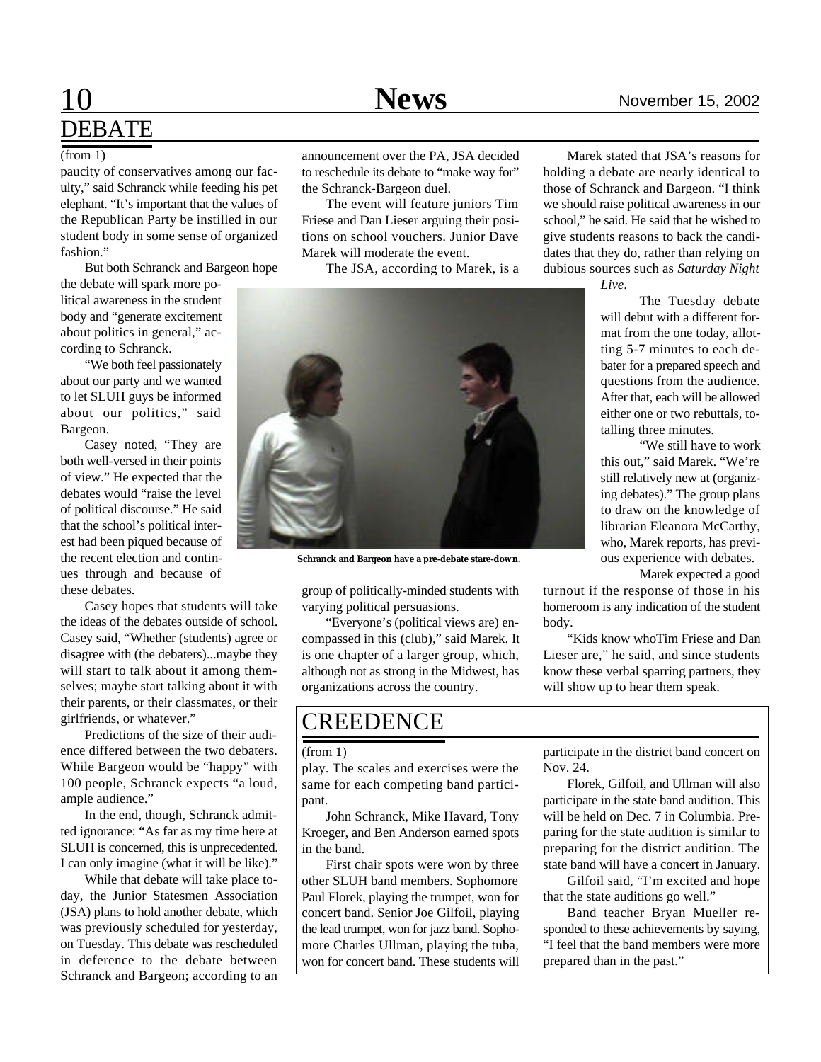## DEBATE

(from 1)

paucity of conservatives among our faculty," said Schranck while feeding his pet elephant. "It's important that the values of the Republican Party be instilled in our student body in some sense of organized fashion."

But both Schranck and Bargeon hope the debate will spark more political awareness in the student body and "generate excitement about politics in general," according to Schranck.

"We both feel passionately about our party and we wanted to let SLUH guys be informed about our politics," said Bargeon.

Casey noted, "They are both well-versed in their points of view." He expected that the debates would "raise the level of political discourse." He said that the school's political interest had been piqued because of the recent election and continues through and because of these debates.

Casey hopes that students will take the ideas of the debates outside of school. Casey said, "Whether (students) agree or disagree with (the debaters)...maybe they will start to talk about it among themselves; maybe start talking about it with their parents, or their classmates, or their girlfriends, or whatever."

Predictions of the size of their audience differed between the two debaters. While Bargeon would be "happy" with 100 people, Schranck expects "a loud, ample audience."

In the end, though, Schranck admitted ignorance: "As far as my time here at SLUH is concerned, this is unprecedented. I can only imagine (what it will be like)."

While that debate will take place today, the Junior Statesmen Association (JSA) plans to hold another debate, which was previously scheduled for yesterday, on Tuesday. This debate was rescheduled in deference to the debate between Schranck and Bargeon; according to an announcement over the PA, JSA decided to reschedule its debate to "make way for" the Schranck-Bargeon duel.

The event will feature juniors Tim Friese and Dan Lieser arguing their positions on school vouchers. Junior Dave Marek will moderate the event.

The JSA, according to Marek, is a group of politically-minded students with varying political persuasions.

Schranck and Bargeon have a pre-debate stare-down.

"Everyone's (political views are) encompassed in this (club)," said Marek. It is one chapter of a larger group, which, although not as strong in the Midwest, has organizations across the country.

Marek stated that JSA's reasons for holding a debate are nearly identical to those of Schranck and Bargeon. "I think we should raise political awareness in our school," he said. He said that he wished to give students reasons to back the candidates that they do, rather than relying on dubious sources such as *Saturday Night Live*.

The Tuesday debate will debut with a different format from the one today, allotting 5-7 minutes to each debater for a prepared speech and questions from the audience. After that, each will be allowed either one or two rebuttals, totalling three minutes.

"We still have to work this out," said Marek. "We're still relatively new at (organizing debates)." The group plans to draw on the knowledge of librarian Eleanora McCarthy, who, Marek reports, has previous experience with debates.

Marek expected a good turnout if the response of those in his homeroom is any indication of the student body.

"Kids know whoTim Friese and Dan Lieser are," he said, and since students know these verbal sparring partners, they will show up to hear them speak.

## CREEDENCE

(from 1)

play. The scales and exercises were the same for each competing band participant.

John Schranck, Mike Havard, Tony Kroeger, and Ben Anderson earned spots in the band.

First chair spots were won by three other SLUH band members. Sophomore Paul Florek, playing the trumpet, won for concert band. Senior Joe Gilfoil, playing the lead trumpet, won for jazz band. Sophomore Charles Ullman, playing the tuba, won for concert band. These students will participate in the district band concert on Nov. 24.

Florek, Gilfoil, and Ullman will also participate in the state band audition. This will be held on Dec. 7 in Columbia. Preparing for the state audition is similar to preparing for the district audition. The state band will have a concert in January.

Gilfoil said, "I'm excited and hope that the state auditions go well."

Band teacher Bryan Mueller responded to these achievements by saying, "I feel that the band members were more prepared than in the past."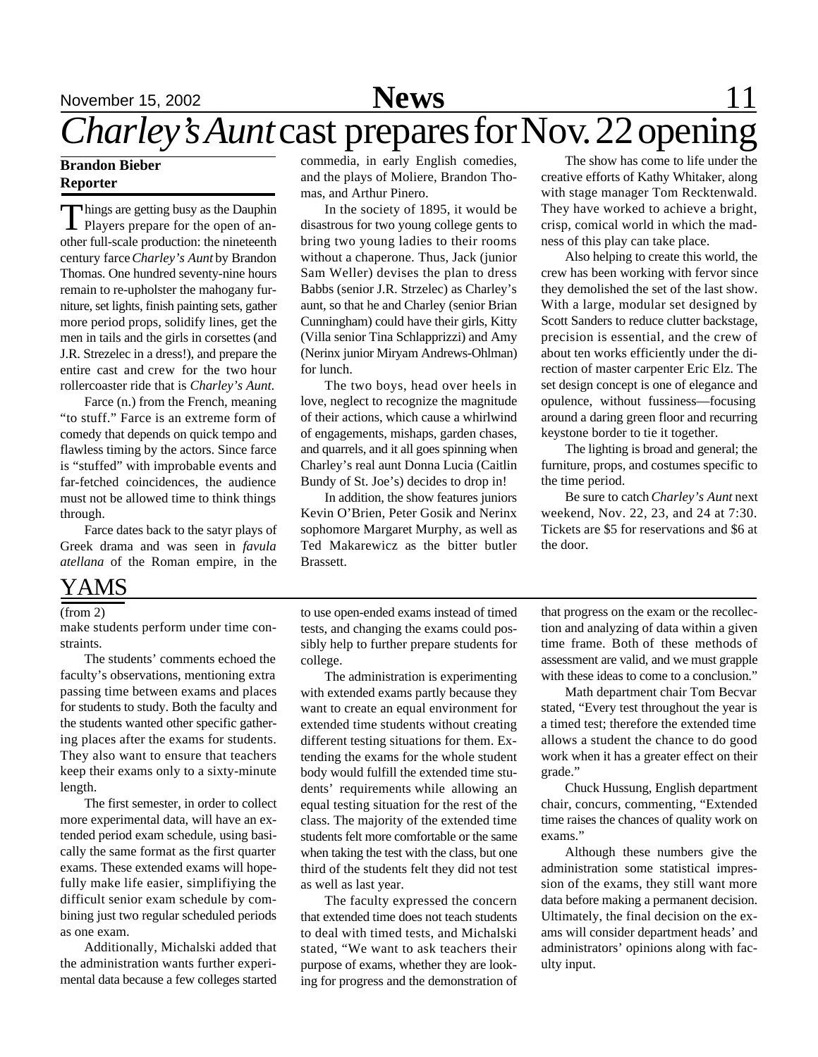# *Charley's Aunt* cast prepares for Nov. 22 opening

**Brandon Bieber**
**Reporter**

Things are getting busy as the Dauphin Players prepare for the open of another full-scale production: the nineteenth century farce *Charley's Aunt* by Brandon Thomas. One hundred seventy-nine hours remain to re-upholster the mahogany furniture, set lights, finish painting sets, gather more period props, solidify lines, get the men in tails and the girls in corsettes (and J.R. Strezelec in a dress!), and prepare the entire cast and crew for the two hour rollercoaster ride that is *Charley's Aunt*.

Farce (n.) from the French, meaning "to stuff." Farce is an extreme form of comedy that depends on quick tempo and flawless timing by the actors. Since farce is "stuffed" with improbable events and far-fetched coincidences, the audience must not be allowed time to think things through.

Farce dates back to the satyr plays of Greek drama and was seen in *favula atellana* of the Roman empire, in the commedia, in early English comedies, and the plays of Moliere, Brandon Thomas, and Arthur Pinero.

In the society of 1895, it would be disastrous for two young college gents to bring two young ladies to their rooms without a chaperone. Thus, Jack (junior Sam Weller) devises the plan to dress Babbs (senior J.R. Strzelec) as Charley's aunt, so that he and Charley (senior Brian Cunningham) could have their girls, Kitty (Villa senior Tina Schlapprizzi) and Amy (Nerinx junior Miryam Andrews-Ohlman) for lunch.

The two boys, head over heels in love, neglect to recognize the magnitude of their actions, which cause a whirlwind of engagements, mishaps, garden chases, and quarrels, and it all goes spinning when Charley's real aunt Donna Lucia (Caitlin Bundy of St. Joe's) decides to drop in!

In addition, the show features juniors Kevin O'Brien, Peter Gosik and Nerinx sophomore Margaret Murphy, as well as Ted Makarewicz as the bitter butler Brassett.

The show has come to life under the creative efforts of Kathy Whitaker, along with stage manager Tom Recktenwald. They have worked to achieve a bright, crisp, comical world in which the madness of this play can take place.

Also helping to create this world, the crew has been working with fervor since they demolished the set of the last show. With a large, modular set designed by Scott Sanders to reduce clutter backstage, precision is essential, and the crew of about ten works efficiently under the direction of master carpenter Eric Elz. The set design concept is one of elegance and opulence, without fussiness—focusing around a daring green floor and recurring keystone border to tie it together.

The lighting is broad and general; the furniture, props, and costumes specific to the time period.

Be sure to catch *Charley's Aunt* next weekend, Nov. 22, 23, and 24 at 7:30. Tickets are $5 for reservations and $6 at the door.

## YAMS

(from 2)

make students perform under time constraints.

The students' comments echoed the faculty's observations, mentioning extra passing time between exams and places for students to study. Both the faculty and the students wanted other specific gathering places after the exams for students. They also want to ensure that teachers keep their exams only to a sixty-minute length.

The first semester, in order to collect more experimental data, will have an extended period exam schedule, using basically the same format as the first quarter exams. These extended exams will hopefully make life easier, simplifiying the difficult senior exam schedule by combining just two regular scheduled periods as one exam.

Additionally, Michalski added that the administration wants further experimental data because a few colleges started to use open-ended exams instead of timed tests, and changing the exams could possibly help to further prepare students for college.

The administration is experimenting with extended exams partly because they want to create an equal environment for extended time students without creating different testing situations for them. Extending the exams for the whole student body would fulfill the extended time students' requirements while allowing an equal testing situation for the rest of the class. The majority of the extended time students felt more comfortable or the same when taking the test with the class, but one third of the students felt they did not test as well as last year.

The faculty expressed the concern that extended time does not teach students to deal with timed tests, and Michalski stated, "We want to ask teachers their purpose of exams, whether they are looking for progress and the demonstration of that progress on the exam or the recollection and analyzing of data within a given time frame. Both of these methods of assessment are valid, and we must grapple with these ideas to come to a conclusion."

Math department chair Tom Becvar stated, "Every test throughout the year is a timed test; therefore the extended time allows a student the chance to do good work when it has a greater effect on their grade."

Chuck Hussung, English department chair, concurs, commenting, "Extended time raises the chances of quality work on exams."

Although these numbers give the administration some statistical impression of the exams, they still want more data before making a permanent decision. Ultimately, the final decision on the exams will consider department heads' and administrators' opinions along with faculty input.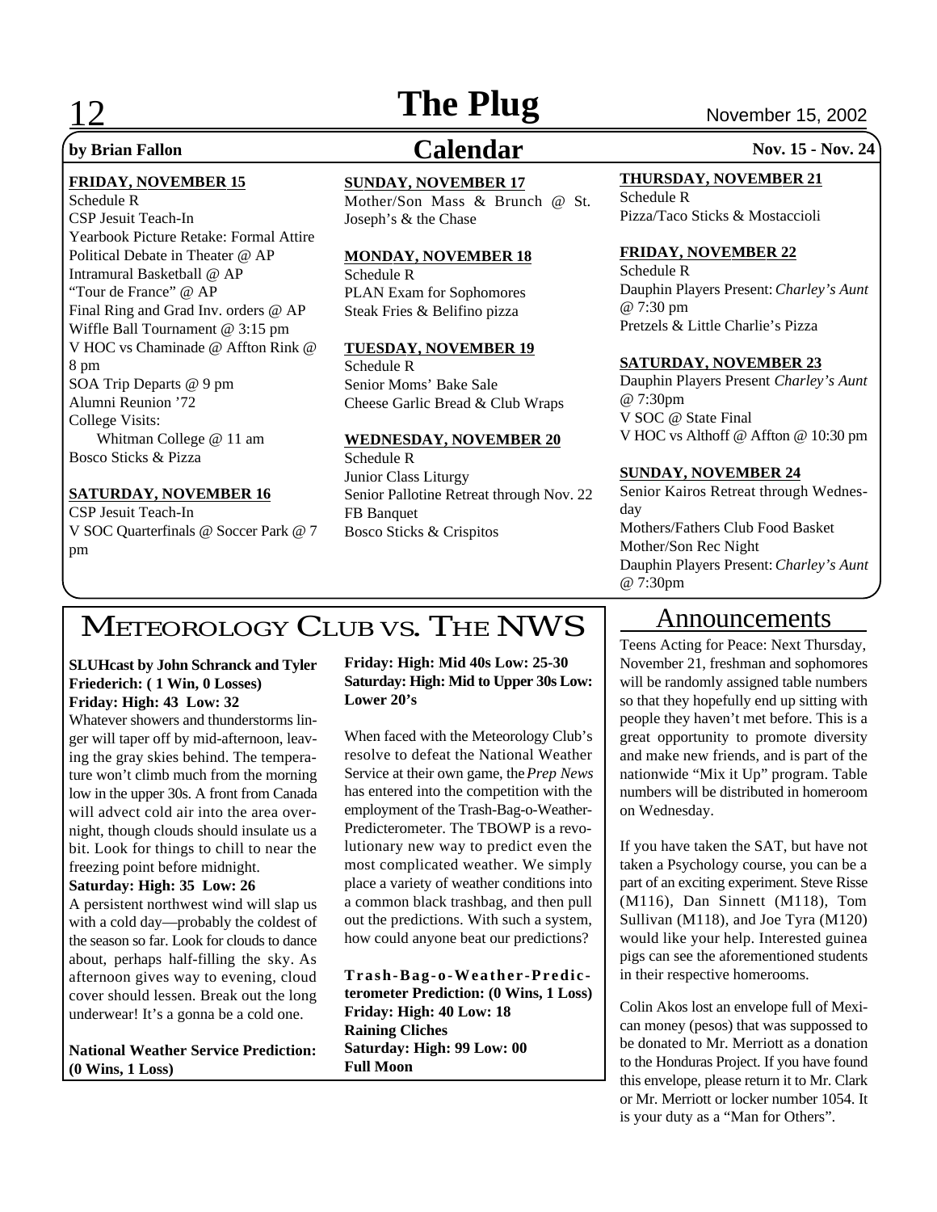# The Plug

November 15, 2002

## Calendar

by Brian Fallon — Nov. 15 - Nov. 24

**FRIDAY, NOVEMBER 15**
Schedule R
CSP Jesuit Teach-In
Yearbook Picture Retake: Formal Attire
Political Debate in Theater @ AP
Intramural Basketball @ AP
"Tour de France" @ AP
Final Ring and Grad Inv. orders @ AP
Wiffle Ball Tournament @ 3:15 pm
V HOC vs Chaminade @ Affton Rink @ 8 pm
SOA Trip Departs @ 9 pm
Alumni Reunion '72
College Visits:
 Whitman College @ 11 am
Bosco Sticks & Pizza

**SATURDAY, NOVEMBER 16**
CSP Jesuit Teach-In
V SOC Quarterfinals @ Soccer Park @ 7 pm

**SUNDAY, NOVEMBER 17**
Mother/Son Mass & Brunch @ St. Joseph's & the Chase

**MONDAY, NOVEMBER 18**
Schedule R
PLAN Exam for Sophomores
Steak Fries & Belifino pizza

**TUESDAY, NOVEMBER 19**
Schedule R
Senior Moms' Bake Sale
Cheese Garlic Bread & Club Wraps

**WEDNESDAY, NOVEMBER 20**
Schedule R
Junior Class Liturgy
Senior Pallotine Retreat through Nov. 22
FB Banquet
Bosco Sticks & Crispitos

**THURSDAY, NOVEMBER 21**
Schedule R
Pizza/Taco Sticks & Mostaccioli

**FRIDAY, NOVEMBER 22**
Schedule R
Dauphin Players Present: *Charley's Aunt* @ 7:30 pm
Pretzels & Little Charlie's Pizza

**SATURDAY, NOVEMBER 23**
Dauphin Players Present *Charley's Aunt* @ 7:30pm
V SOC @ State Final
V HOC vs Althoff @ Affton @ 10:30 pm

**SUNDAY, NOVEMBER 24**
Senior Kairos Retreat through Wednesday
Mothers/Fathers Club Food Basket
Mother/Son Rec Night
Dauphin Players Present: *Charley's Aunt* @ 7:30pm

## Meteorology Club vs. The NWS

**SLUHcast by John Schranck and Tyler Friederich: ( 1 Win, 0 Losses)**

**Friday: High: 43 Low: 32**
Whatever showers and thunderstorms linger will taper off by mid-afternoon, leaving the gray skies behind. The temperature won't climb much from the morning low in the upper 30s. A front from Canada will advect cold air into the area overnight, though clouds should insulate us a bit. Look for things to chill to near the freezing point before midnight.

**Saturday: High: 35 Low: 26**
A persistent northwest wind will slap us with a cold day—probably the coldest of the season so far. Look for clouds to dance about, perhaps half-filling the sky. As afternoon gives way to evening, cloud cover should lessen. Break out the long underwear! It's a gonna be a cold one.

**National Weather Service Prediction: (0 Wins, 1 Loss)**
**Friday: High: Mid 40s Low: 25-30**
**Saturday: High: Mid to Upper 30s Low: Lower 20's**

When faced with the Meteorology Club's resolve to defeat the National Weather Service at their own game, the *Prep News* has entered into the competition with the employment of the Trash-Bag-o-Weather-Predicterometer. The TBOWP is a revolutionary new way to predict even the most complicated weather. We simply place a variety of weather conditions into a common black trashbag, and then pull out the predictions. With such a system, how could anyone beat our predictions?

**Trash-Bag-o-Weather-Predicterometer Prediction: (0 Wins, 1 Loss)**
**Friday: High: 40 Low: 18**
**Raining Cliches**
**Saturday: High: 99 Low: 00**
**Full Moon**

## Announcements

Teens Acting for Peace: Next Thursday, November 21, freshman and sophomores will be randomly assigned table numbers so that they hopefully end up sitting with people they haven't met before. This is a great opportunity to promote diversity and make new friends, and is part of the nationwide "Mix it Up" program. Table numbers will be distributed in homeroom on Wednesday.

If you have taken the SAT, but have not taken a Psychology course, you can be a part of an exciting experiment. Steve Risse (M116), Dan Sinnett (M118), Tom Sullivan (M118), and Joe Tyra (M120) would like your help. Interested guinea pigs can see the aforementioned students in their respective homerooms.

Colin Akos lost an envelope full of Mexican money (pesos) that was suppossed to be donated to Mr. Merriott as a donation to the Honduras Project. If you have found this envelope, please return it to Mr. Clark or Mr. Merriott or locker number 1054. It is your duty as a "Man for Others".